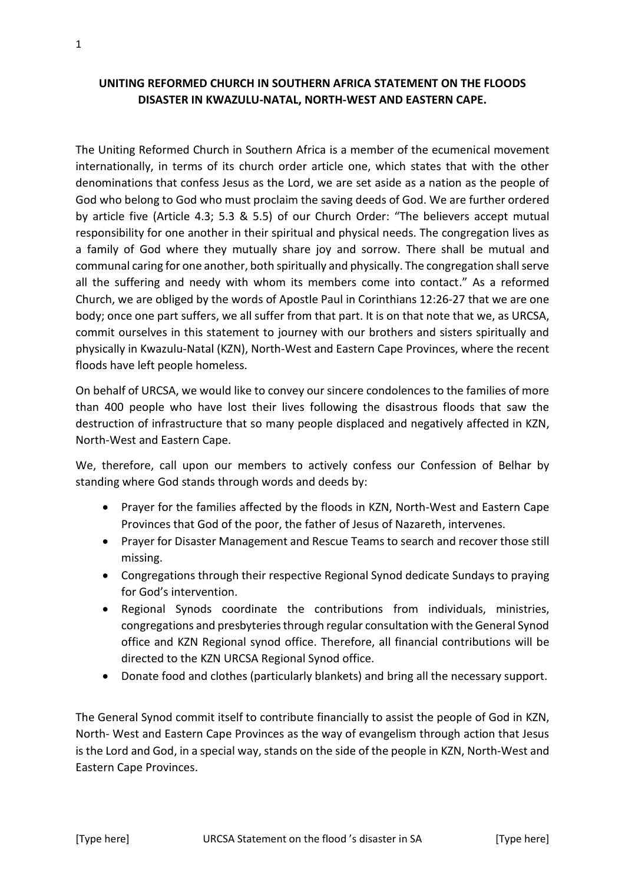**UNITING REFORMED CHURCH IN SOUTHERN AFRICA STATEMENT ON THE FLOODS DISASTER IN KWAZULU-NATAL, NORTH-WEST AND EASTERN CAPE.**

The Uniting Reformed Church in Southern Africa is a member of the ecumenical movement internationally, in terms of its church order article one, which states that with the other denominations that confess Jesus as the Lord, we are set aside as a nation as the people of God who belong to God who must proclaim the saving deeds of God. We are further ordered by article five (Article 4.3; 5.3 & 5.5) of our Church Order: "The believers accept mutual responsibility for one another in their spiritual and physical needs. The congregation lives as a family of God where they mutually share joy and sorrow. There shall be mutual and communal caring for one another, both spiritually and physically. The congregation shall serve all the suffering and needy with whom its members come into contact." As a reformed Church, we are obliged by the words of Apostle Paul in Corinthians 12:26-27 that we are one body; once one part suffers, we all suffer from that part. It is on that note that we, as URCSA, commit ourselves in this statement to journey with our brothers and sisters spiritually and physically in Kwazulu-Natal (KZN), North-West and Eastern Cape Provinces, where the recent floods have left people homeless.

On behalf of URCSA, we would like to convey our sincere condolences to the families of more than 400 people who have lost their lives following the disastrous floods that saw the destruction of infrastructure that so many people displaced and negatively affected in KZN, North-West and Eastern Cape.

We, therefore, call upon our members to actively confess our Confession of Belhar by standing where God stands through words and deeds by:

- Prayer for the families affected by the floods in KZN, North-West and Eastern Cape Provinces that God of the poor, the father of Jesus of Nazareth, intervenes.
- Prayer for Disaster Management and Rescue Teams to search and recover those still missing.
- Congregations through their respective Regional Synod dedicate Sundays to praying for God's intervention.
- Regional Synods coordinate the contributions from individuals, ministries, congregations and presbyteries through regular consultation with the General Synod office and KZN Regional synod office. Therefore, all financial contributions will be directed to the KZN URCSA Regional Synod office.
- Donate food and clothes (particularly blankets) and bring all the necessary support.

The General Synod commit itself to contribute financially to assist the people of God in KZN, North- West and Eastern Cape Provinces as the way of evangelism through action that Jesus is the Lord and God, in a special way, stands on the side of the people in KZN, North-West and Eastern Cape Provinces.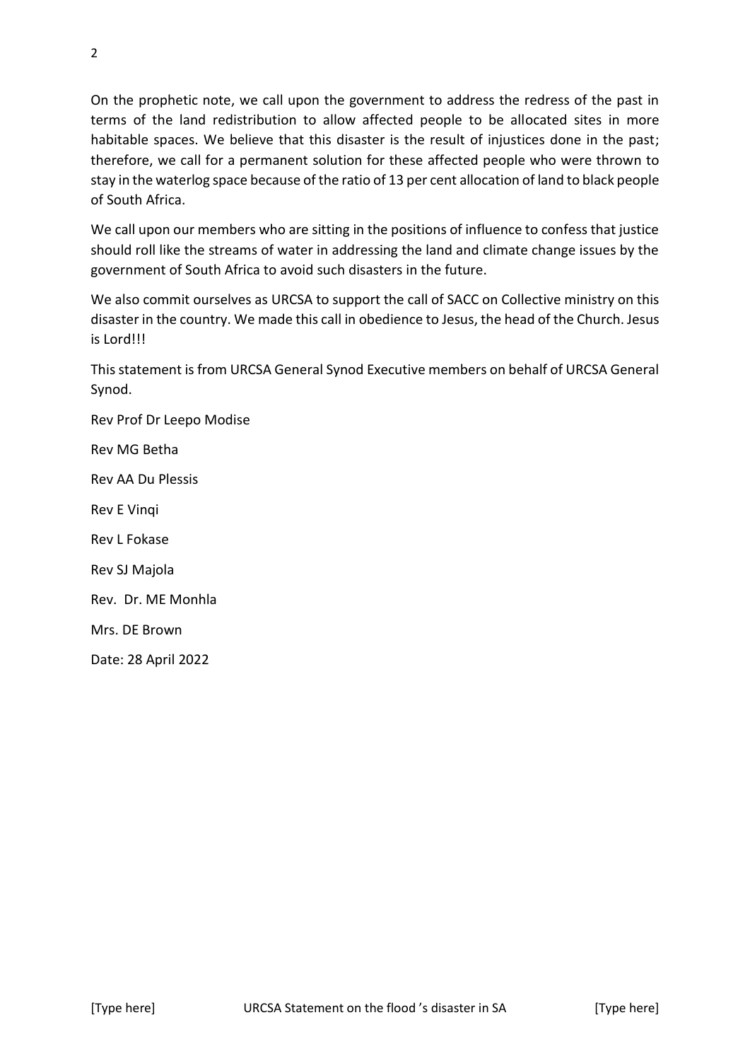On the prophetic note, we call upon the government to address the redress of the past in terms of the land redistribution to allow affected people to be allocated sites in more habitable spaces. We believe that this disaster is the result of injustices done in the past; therefore, we call for a permanent solution for these affected people who were thrown to stay in the waterlog space because of the ratio of 13 per cent allocation of land to black people of South Africa.

We call upon our members who are sitting in the positions of influence to confess that justice should roll like the streams of water in addressing the land and climate change issues by the government of South Africa to avoid such disasters in the future.

We also commit ourselves as URCSA to support the call of SACC on Collective ministry on this disaster in the country. We made this call in obedience to Jesus, the head of the Church. Jesus is Lord!!!

This statement is from URCSA General Synod Executive members on behalf of URCSA General Synod.

Rev Prof Dr Leepo Modise

Rev MG Betha

Rev AA Du Plessis

Rev E Vinqi

Rev L Fokase

Rev SJ Majola

Rev. Dr. ME Monhla

Mrs. DE Brown

Date: 28 April 2022